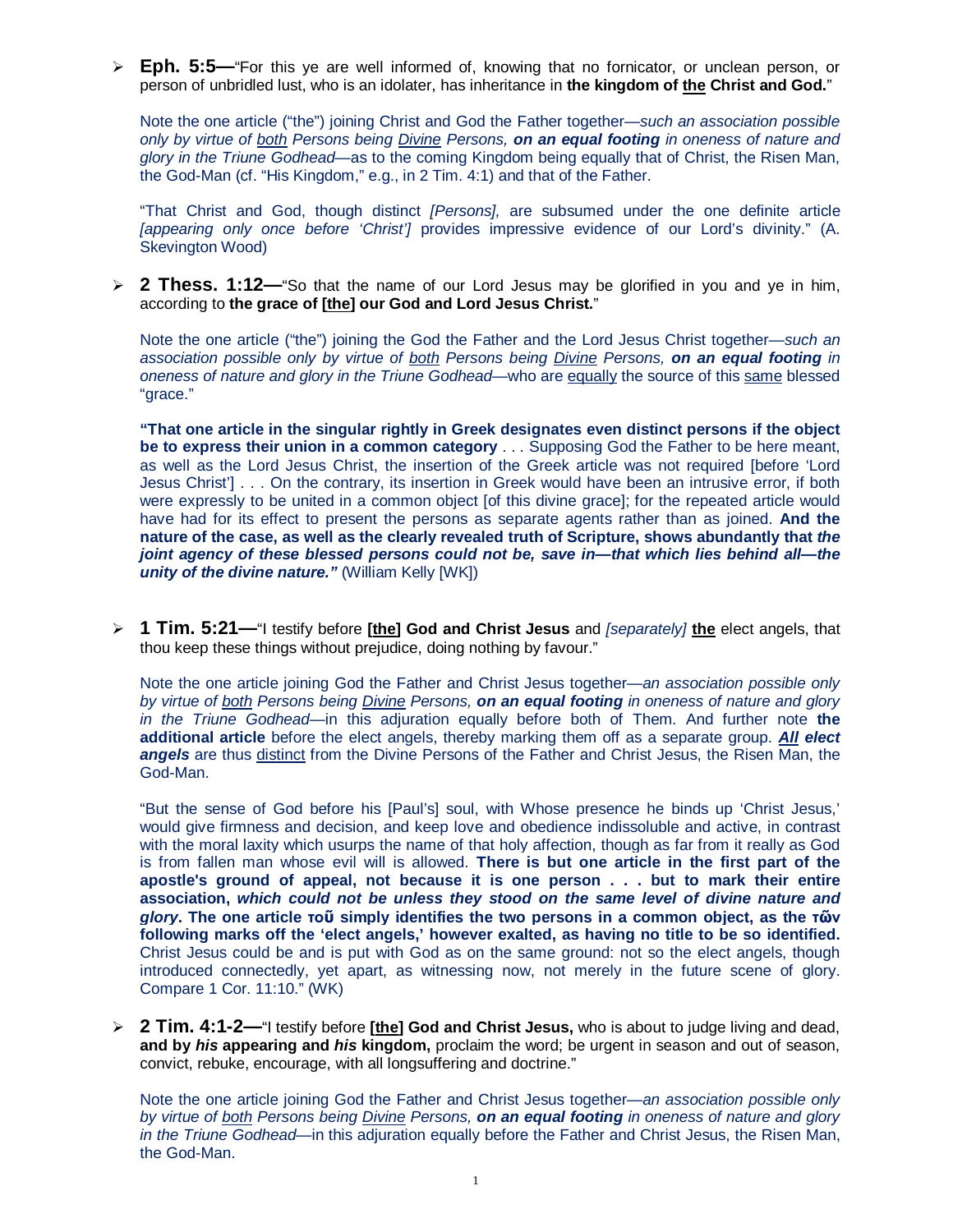- **Eph. 5:5—**"For this ye are well informed of, knowing that no fornicator, or unclean person, or person of unbridled lust, who is an idolater, has inheritance in **the kingdom of <u>the</u> Christ and God.**"

  Note the one article ("the") joining Christ and God the Father together—*such an association possible only by virtue of <u>both</u> Persons being <u>Divine</u> Persons, **on an equal footing** in oneness of nature and glory in the Triune Godhead*—as to the coming Kingdom being equally that of Christ, the Risen Man, the God-Man (cf. "His Kingdom," e.g., in 2 Tim. 4:1) and that of the Father.

  "That Christ and God, though distinct *[Persons],* are subsumed under the one definite article *[appearing only once before 'Christ']* provides impressive evidence of our Lord's divinity." (A. Skevington Wood)

- **2 Thess. 1:12—**"So that the name of our Lord Jesus may be glorified in you and ye in him, according to **the grace of <u>[the]</u> our God and Lord Jesus Christ.**"

  Note the one article ("the") joining the God the Father and the Lord Jesus Christ together—*such an association possible only by virtue of <u>both</u> Persons being <u>Divine</u> Persons, **on an equal footing** in oneness of nature and glory in the Triune Godhead*—who are <u>equally</u> the source of this <u>same</u> blessed "grace."

  **"That one article in the singular rightly in Greek designates even distinct persons if the object be to express their union in a common category** . . . Supposing God the Father to be here meant, as well as the Lord Jesus Christ, the insertion of the Greek article was not required [before 'Lord Jesus Christ'] . . . On the contrary, its insertion in Greek would have been an intrusive error, if both were expressly to be united in a common object [of this divine grace]; for the repeated article would have had for its effect to present the persons as separate agents rather than as joined. **And the nature of the case, as well as the clearly revealed truth of Scripture, shows abundantly that *the joint agency of these blessed persons could not be, save in—that which lies behind all—the unity of the divine nature."*** (William Kelly [WK])

- **1 Tim. 5:21—**"I testify before **<u>[the]</u> God and Christ Jesus** and *[separately]* **<u>the</u>** elect angels, that thou keep these things without prejudice, doing nothing by favour."

  Note the one article joining God the Father and Christ Jesus together—*an association possible only by virtue of <u>both</u> Persons being <u>Divine</u> Persons, **on an equal footing** in oneness of nature and glory in the Triune Godhead*—in this adjuration equally before both of Them. And further note **the additional article** before the elect angels, thereby marking them off as a separate group. ***<u>All</u> elect angels*** are thus <u>distinct</u> from the Divine Persons of the Father and Christ Jesus, the Risen Man, the God-Man.

  "But the sense of God before his [Paul's] soul, with Whose presence he binds up 'Christ Jesus,' would give firmness and decision, and keep love and obedience indissoluble and active, in contrast with the moral laxity which usurps the name of that holy affection, though as far from it really as God is from fallen man whose evil will is allowed. **There is but one article in the first part of the apostle's ground of appeal, not because it is one person . . . but to mark their entire association, *which could not be unless they stood on the same level of divine nature and glory*. The one article τοῦ simply identifies the two persons in a common object, as the τῶν following marks off the 'elect angels,' however exalted, as having no title to be so identified.** Christ Jesus could be and is put with God as on the same ground: not so the elect angels, though introduced connectedly, yet apart, as witnessing now, not merely in the future scene of glory. Compare 1 Cor. 11:10." (WK)

- **2 Tim. 4:1-2—**"I testify before **<u>[the]</u> God and Christ Jesus,** who is about to judge living and dead, **and by *his* appearing and *his* kingdom,** proclaim the word; be urgent in season and out of season, convict, rebuke, encourage, with all longsuffering and doctrine."

  Note the one article joining God the Father and Christ Jesus together—*an association possible only by virtue of <u>both</u> Persons being <u>Divine</u> Persons, **on an equal footing** in oneness of nature and glory in the Triune Godhead*—in this adjuration equally before the Father and Christ Jesus, the Risen Man, the God-Man.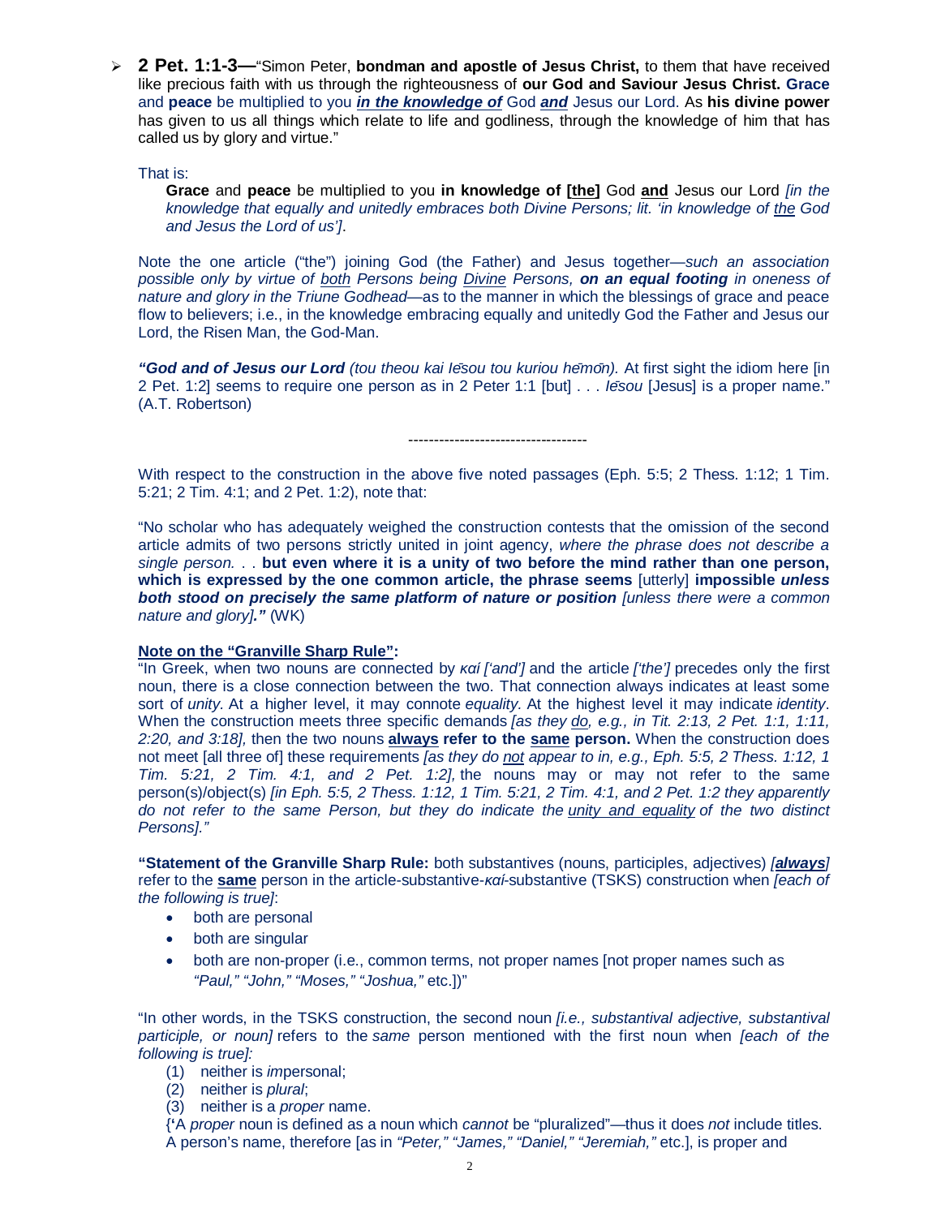- **2 Pet. 1:1-3—**"Simon Peter, **bondman and apostle of Jesus Christ,** to them that have received like precious faith with us through the righteousness of **our God and Saviour Jesus Christ. Grace** and **peace** be multiplied to you ***in the knowledge of*** God ***and*** Jesus our Lord. As **his divine power** has given to us all things which relate to life and godliness, through the knowledge of him that has called us by glory and virtue."

That is:

> **Grace** and **peace** be multiplied to you **in knowledge of [the]** God **and** Jesus our Lord *[in the knowledge that equally and unitedly embraces both Divine Persons; lit. 'in knowledge of the God and Jesus the Lord of us']*.

Note the one article ("the") joining God (the Father) and Jesus together—*such an association possible only by virtue of both Persons being Divine Persons,* ***on an equal footing*** *in oneness of nature and glory in the Triune Godhead*—as to the manner in which the blessings of grace and peace flow to believers; i.e., in the knowledge embracing equally and unitedly God the Father and Jesus our Lord, the Risen Man, the God-Man.

***"God and of Jesus our Lord*** *(tou theou kai Iēsou tou kuriou hēmōn).* At first sight the idiom here [in 2 Pet. 1:2] seems to require one person as in 2 Peter 1:1 [but] . . . *Iēsou* [Jesus] is a proper name." (A.T. Robertson)

-----------------------------------

With respect to the construction in the above five noted passages (Eph. 5:5; 2 Thess. 1:12; 1 Tim. 5:21; 2 Tim. 4:1; and 2 Pet. 1:2), note that:

"No scholar who has adequately weighed the construction contests that the omission of the second article admits of two persons strictly united in joint agency, *where the phrase does not describe a single person.* . . **but even where it is a unity of two before the mind rather than one person, which is expressed by the one common article, the phrase seems** [utterly] **impossible *unless both stood on precisely the same platform of nature or position*** *[unless there were a common nature and glory]**."*** (WK)

**Note on the "Granville Sharp Rule":**

"In Greek, when two nouns are connected by *καί ['and']* and the article *['the']* precedes only the first noun, there is a close connection between the two. That connection always indicates at least some sort of *unity*. At a higher level, it may connote *equality*. At the highest level it may indicate *identity*. When the construction meets three specific demands *[as they do, e.g., in Tit. 2:13, 2 Pet. 1:1, 1:11, 2:20, and 3:18],* then the two nouns **always refer to the same person.** When the construction does not meet [all three of] these requirements *[as they do not appear to in, e.g., Eph. 5:5, 2 Thess. 1:12, 1 Tim. 5:21, 2 Tim. 4:1, and 2 Pet. 1:2],* the nouns may or may not refer to the same person(s)/object(s) *[in Eph. 5:5, 2 Thess. 1:12, 1 Tim. 5:21, 2 Tim. 4:1, and 2 Pet. 1:2 they apparently do not refer to the same Person, but they do indicate the unity and equality of the two distinct Persons]."*

**"Statement of the Granville Sharp Rule:** both substantives (nouns, participles, adjectives) *[**always**]* refer to the **same** person in the article-substantive-*καί*-substantive (TSKS) construction when *[each of the following is true]*:

- both are personal
- both are singular
- both are non-proper (i.e., common terms, not proper names [not proper names such as *"Paul," "John," "Moses," "Joshua,"* etc.])"

"In other words, in the TSKS construction, the second noun *[i.e., substantival adjective, substantival participle, or noun]* refers to the *same* person mentioned with the first noun when *[each of the following is true]:*

(1) neither is *im*personal;
(2) neither is *plural*;
(3) neither is a *proper* name.

{'A *proper* noun is defined as a noun which *cannot* be "pluralized"—thus it does *not* include titles. A person's name, therefore [as in *"Peter," "James," "Daniel," "Jeremiah,"* etc.], is proper and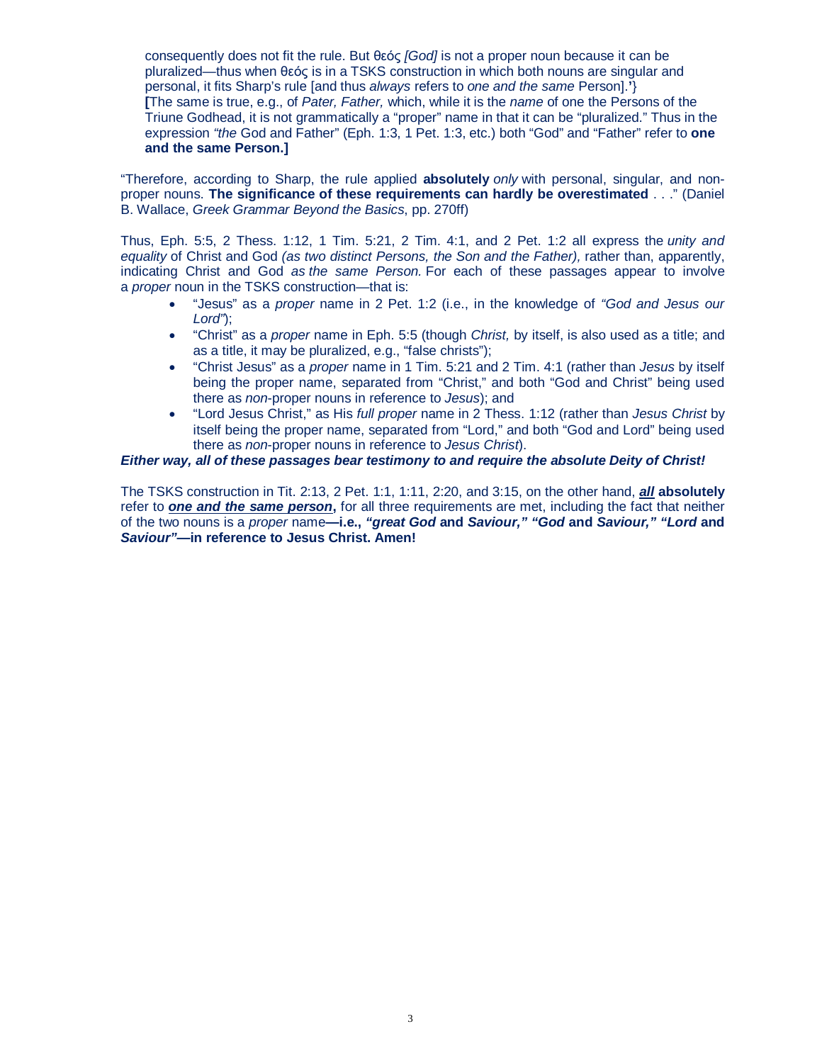consequently does not fit the rule. But θεός *[God]* is not a proper noun because it can be pluralized—thus when θεός is in a TSKS construction in which both nouns are singular and personal, it fits Sharp's rule [and thus *always* refers to *one and the same* Person].**'**}
**[**The same is true, e.g., of *Pater, Father,* which, while it is the *name* of one the Persons of the Triune Godhead, it is not grammatically a "proper" name in that it can be "pluralized." Thus in the expression *"the* God and Father" (Eph. 1:3, 1 Pet. 1:3, etc.) both "God" and "Father" refer to **one and the same Person.]**

"Therefore, according to Sharp, the rule applied **absolutely** *only* with personal, singular, and non-proper nouns. **The significance of these requirements can hardly be overestimated** . . ." (Daniel B. Wallace, *Greek Grammar Beyond the Basics*, pp. 270ff)

Thus, Eph. 5:5, 2 Thess. 1:12, 1 Tim. 5:21, 2 Tim. 4:1, and 2 Pet. 1:2 all express the *unity and equality* of Christ and God *(as two distinct Persons, the Son and the Father),* rather than, apparently, indicating Christ and God *as the same Person.* For each of these passages appear to involve a *proper* noun in the TSKS construction—that is:

- "Jesus" as a *proper* name in 2 Pet. 1:2 (i.e., in the knowledge of *"God and Jesus our Lord"*);
- "Christ" as a *proper* name in Eph. 5:5 (though *Christ,* by itself, is also used as a title; and as a title, it may be pluralized, e.g., "false christs");
- "Christ Jesus" as a *proper* name in 1 Tim. 5:21 and 2 Tim. 4:1 (rather than *Jesus* by itself being the proper name, separated from "Christ," and both "God and Christ" being used there as *non*-proper nouns in reference to *Jesus*); and
- "Lord Jesus Christ," as His *full proper* name in 2 Thess. 1:12 (rather than *Jesus Christ* by itself being the proper name, separated from "Lord," and both "God and Lord" being used there as *non*-proper nouns in reference to *Jesus Christ*).

***Either way, all of these passages bear testimony to and require the absolute Deity of Christ!***

The TSKS construction in Tit. 2:13, 2 Pet. 1:1, 1:11, 2:20, and 3:15, on the other hand, ***all*** **absolutely** refer to ***one and the same person*****,** for all three requirements are met, including the fact that neither of the two nouns is a *proper* name**—i.e.,** ***"great God*** **and** ***Saviour," "God*** **and** ***Saviour," "Lord*** **and** ***Saviour"*****—in reference to Jesus Christ. Amen!**